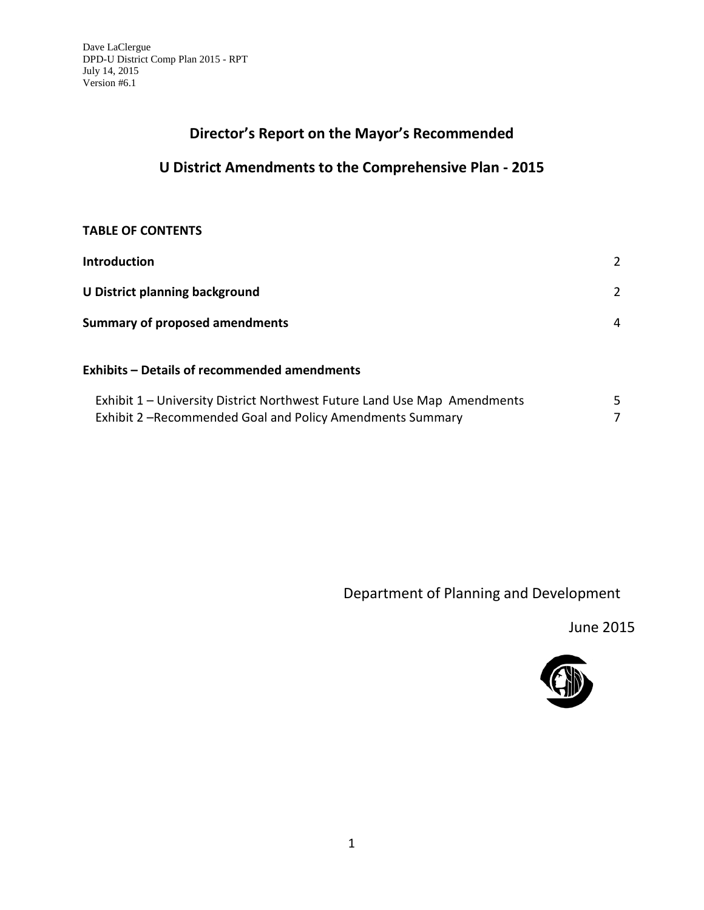Dave LaClergue
DPD-U District Comp Plan 2015 - RPT
July 14, 2015
Version #6.1

# Director's Report on the Mayor's Recommended

# U District Amendments to the Comprehensive Plan - 2015

**TABLE OF CONTENTS**

| | |
|---|---|
| **Introduction** | 2 |
| **U District planning background** | 2 |
| **Summary of proposed amendments** | 4 |
| **Exhibits – Details of recommended amendments** | |
| Exhibit 1 – University District Northwest Future Land Use Map Amendments | 5 |
| Exhibit 2 –Recommended Goal and Policy Amendments Summary | 7 |

Department of Planning and Development

June 2015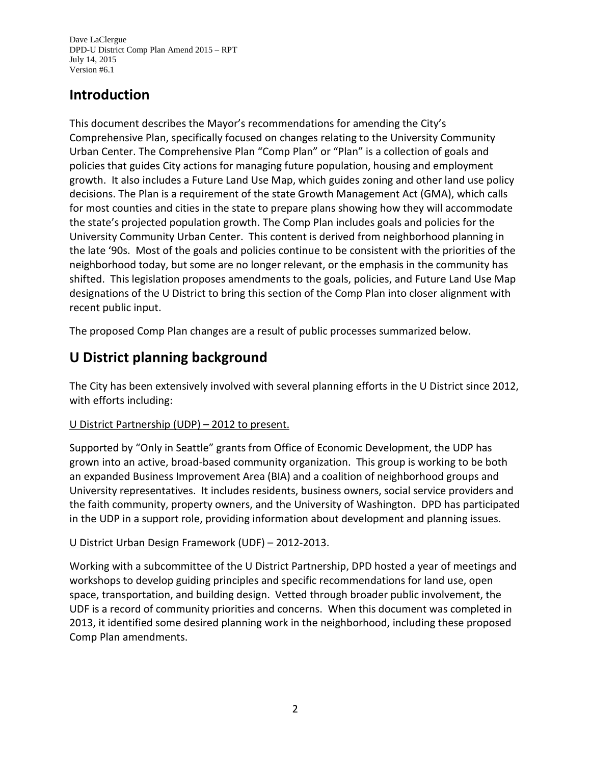## Introduction

This document describes the Mayor's recommendations for amending the City's Comprehensive Plan, specifically focused on changes relating to the University Community Urban Center. The Comprehensive Plan "Comp Plan" or "Plan" is a collection of goals and policies that guides City actions for managing future population, housing and employment growth. It also includes a Future Land Use Map, which guides zoning and other land use policy decisions. The Plan is a requirement of the state Growth Management Act (GMA), which calls for most counties and cities in the state to prepare plans showing how they will accommodate the state's projected population growth. The Comp Plan includes goals and policies for the University Community Urban Center. This content is derived from neighborhood planning in the late '90s. Most of the goals and policies continue to be consistent with the priorities of the neighborhood today, but some are no longer relevant, or the emphasis in the community has shifted. This legislation proposes amendments to the goals, policies, and Future Land Use Map designations of the U District to bring this section of the Comp Plan into closer alignment with recent public input.

The proposed Comp Plan changes are a result of public processes summarized below.

## U District planning background

The City has been extensively involved with several planning efforts in the U District since 2012, with efforts including:

U District Partnership (UDP) – 2012 to present.

Supported by "Only in Seattle" grants from Office of Economic Development, the UDP has grown into an active, broad-based community organization. This group is working to be both an expanded Business Improvement Area (BIA) and a coalition of neighborhood groups and University representatives. It includes residents, business owners, social service providers and the faith community, property owners, and the University of Washington. DPD has participated in the UDP in a support role, providing information about development and planning issues.

U District Urban Design Framework (UDF) – 2012-2013.

Working with a subcommittee of the U District Partnership, DPD hosted a year of meetings and workshops to develop guiding principles and specific recommendations for land use, open space, transportation, and building design. Vetted through broader public involvement, the UDF is a record of community priorities and concerns. When this document was completed in 2013, it identified some desired planning work in the neighborhood, including these proposed Comp Plan amendments.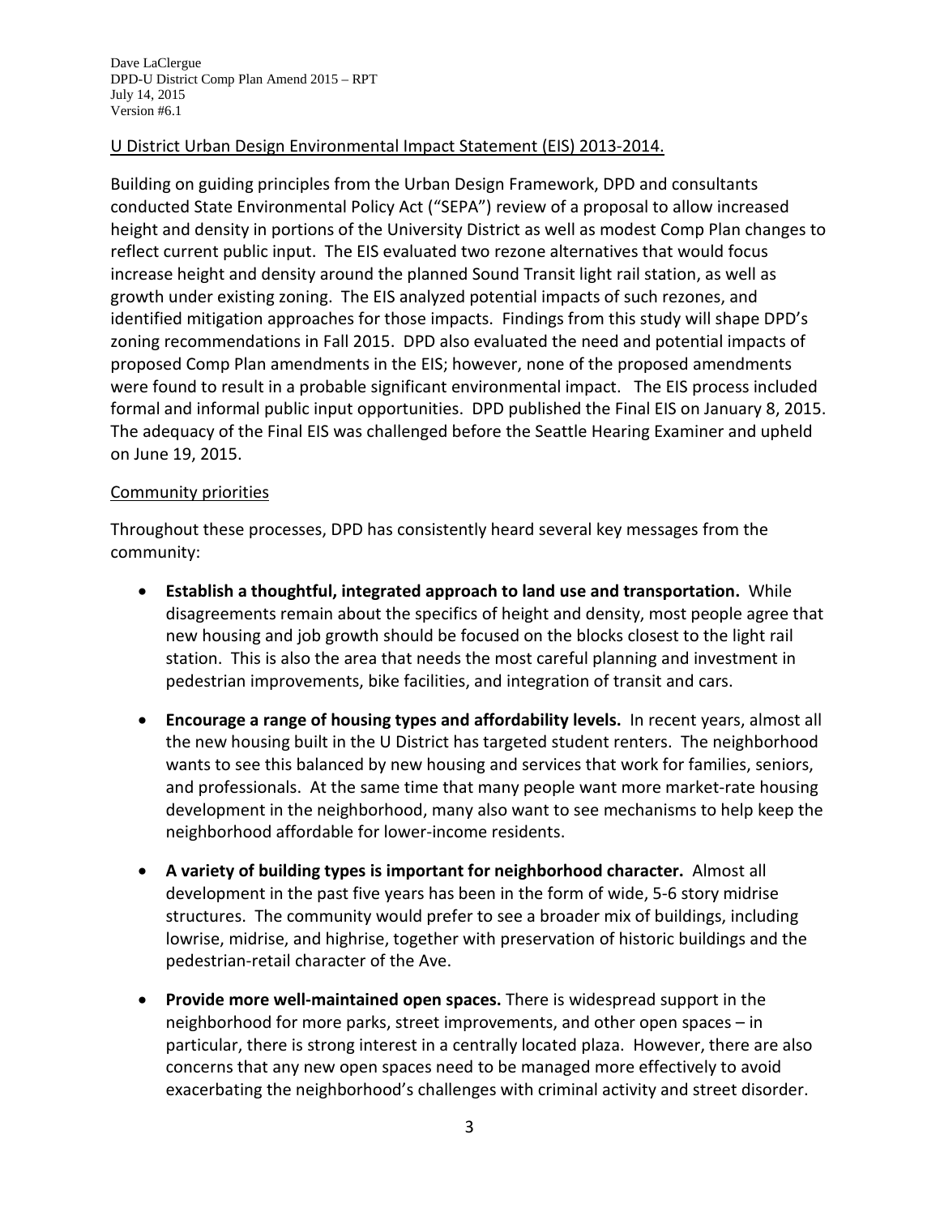U District Urban Design Environmental Impact Statement (EIS) 2013-2014.

Building on guiding principles from the Urban Design Framework, DPD and consultants conducted State Environmental Policy Act ("SEPA") review of a proposal to allow increased height and density in portions of the University District as well as modest Comp Plan changes to reflect current public input. The EIS evaluated two rezone alternatives that would focus increase height and density around the planned Sound Transit light rail station, as well as growth under existing zoning. The EIS analyzed potential impacts of such rezones, and identified mitigation approaches for those impacts. Findings from this study will shape DPD's zoning recommendations in Fall 2015. DPD also evaluated the need and potential impacts of proposed Comp Plan amendments in the EIS; however, none of the proposed amendments were found to result in a probable significant environmental impact. The EIS process included formal and informal public input opportunities. DPD published the Final EIS on January 8, 2015. The adequacy of the Final EIS was challenged before the Seattle Hearing Examiner and upheld on June 19, 2015.

Community priorities

Throughout these processes, DPD has consistently heard several key messages from the community:

- **Establish a thoughtful, integrated approach to land use and transportation.** While disagreements remain about the specifics of height and density, most people agree that new housing and job growth should be focused on the blocks closest to the light rail station. This is also the area that needs the most careful planning and investment in pedestrian improvements, bike facilities, and integration of transit and cars.

- **Encourage a range of housing types and affordability levels.** In recent years, almost all the new housing built in the U District has targeted student renters. The neighborhood wants to see this balanced by new housing and services that work for families, seniors, and professionals. At the same time that many people want more market-rate housing development in the neighborhood, many also want to see mechanisms to help keep the neighborhood affordable for lower-income residents.

- **A variety of building types is important for neighborhood character.** Almost all development in the past five years has been in the form of wide, 5-6 story midrise structures. The community would prefer to see a broader mix of buildings, including lowrise, midrise, and highrise, together with preservation of historic buildings and the pedestrian-retail character of the Ave.

- **Provide more well-maintained open spaces.** There is widespread support in the neighborhood for more parks, street improvements, and other open spaces – in particular, there is strong interest in a centrally located plaza. However, there are also concerns that any new open spaces need to be managed more effectively to avoid exacerbating the neighborhood's challenges with criminal activity and street disorder.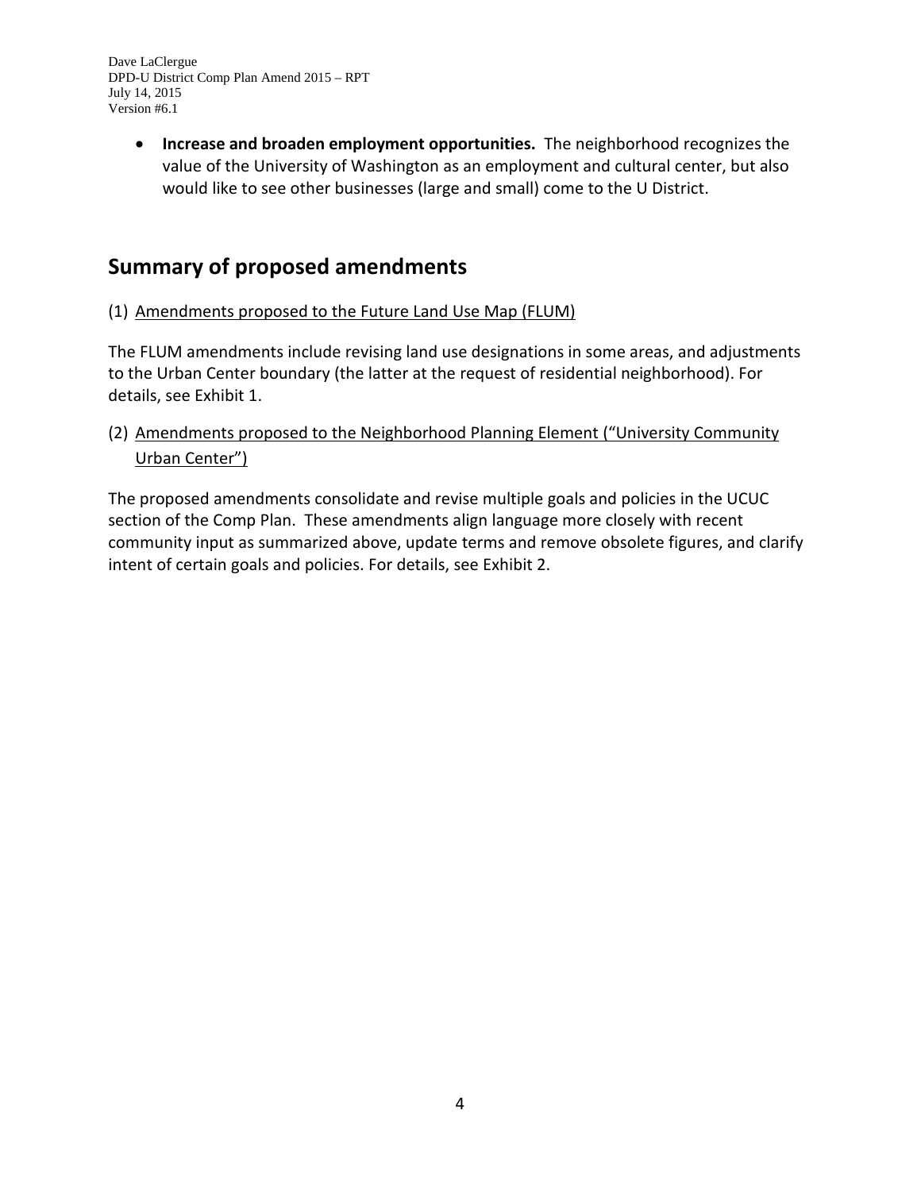- **Increase and broaden employment opportunities.** The neighborhood recognizes the value of the University of Washington as an employment and cultural center, but also would like to see other businesses (large and small) come to the U District.

## Summary of proposed amendments

(1) Amendments proposed to the Future Land Use Map (FLUM)

The FLUM amendments include revising land use designations in some areas, and adjustments to the Urban Center boundary (the latter at the request of residential neighborhood). For details, see Exhibit 1.

(2) Amendments proposed to the Neighborhood Planning Element ("University Community Urban Center")

The proposed amendments consolidate and revise multiple goals and policies in the UCUC section of the Comp Plan. These amendments align language more closely with recent community input as summarized above, update terms and remove obsolete figures, and clarify intent of certain goals and policies. For details, see Exhibit 2.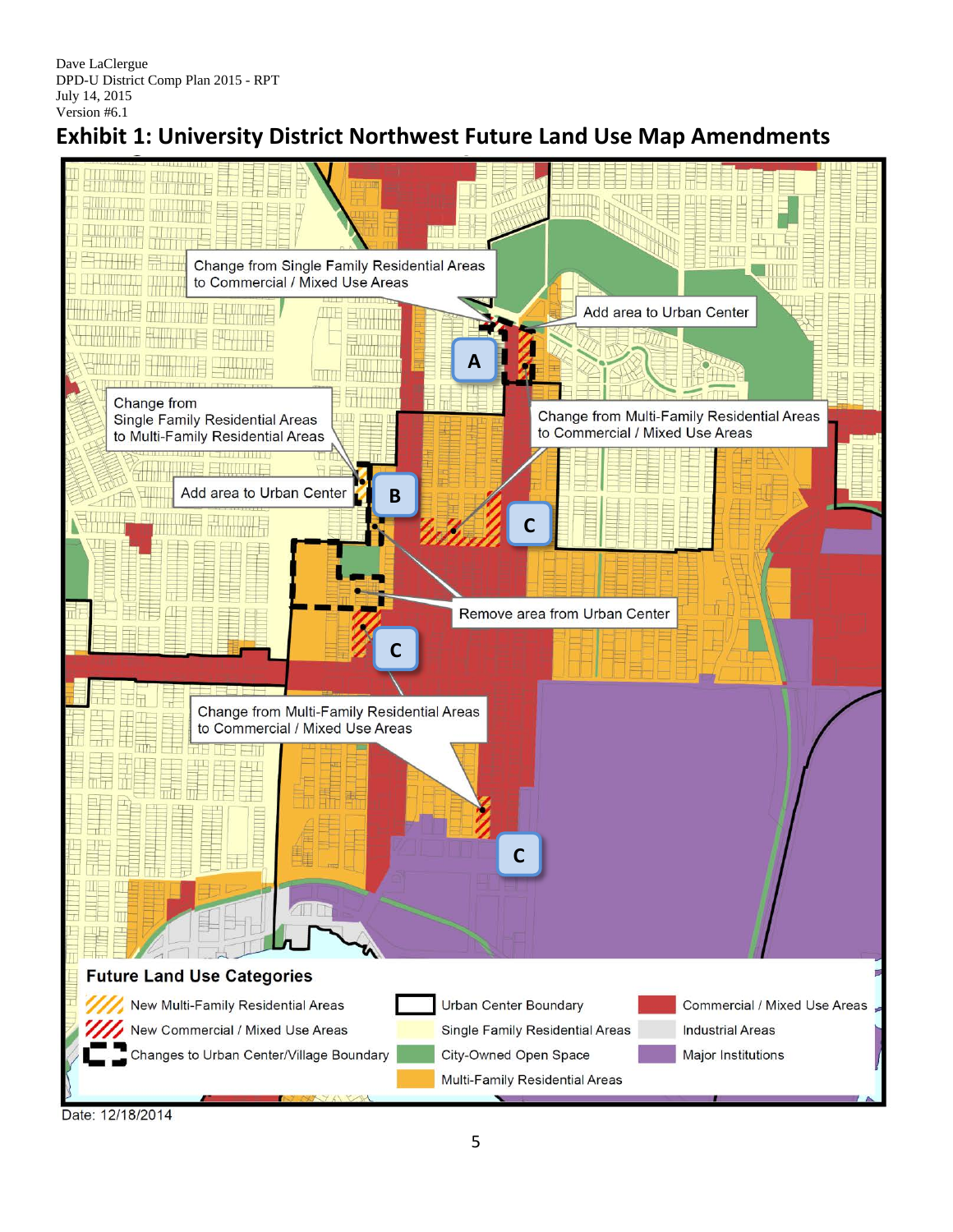Dave LaClergue
DPD-U District Comp Plan 2015 - RPT
July 14, 2015
Version #6.1

## Exhibit 1: University District Northwest Future Land Use Map Amendments

Change from Single Family Residential Areas to Commercial / Mixed Use Areas

Add area to Urban Center

A

Change from Single Family Residential Areas to Multi-Family Residential Areas

Change from Multi-Family Residential Areas to Commercial / Mixed Use Areas

Add area to Urban Center

B

C

Remove area from Urban Center

C

Change from Multi-Family Residential Areas to Commercial / Mixed Use Areas

C

**Future Land Use Categories**

New Multi-Family Residential Areas
New Commercial / Mixed Use Areas
Changes to Urban Center/Village Boundary
Urban Center Boundary
Single Family Residential Areas
City-Owned Open Space
Multi-Family Residential Areas
Commercial / Mixed Use Areas
Industrial Areas
Major Institutions

Date: 12/18/2014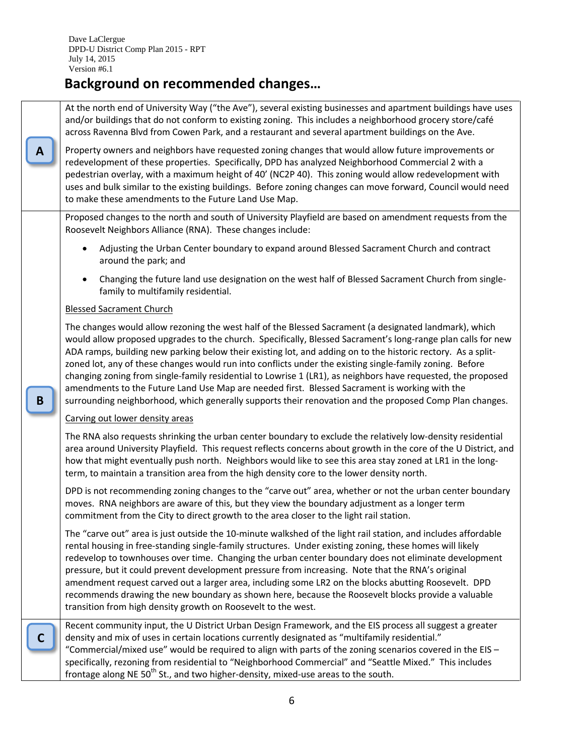Dave LaClergue
DPD-U District Comp Plan 2015 - RPT
July 14, 2015
Version #6.1

## Background on recommended changes…

| | |
|---|---|
| **A** | At the north end of University Way ("the Ave"), several existing businesses and apartment buildings have uses and/or buildings that do not conform to existing zoning. This includes a neighborhood grocery store/café across Ravenna Blvd from Cowen Park, and a restaurant and several apartment buildings on the Ave.<br><br>Property owners and neighbors have requested zoning changes that would allow future improvements or redevelopment of these properties. Specifically, DPD has analyzed Neighborhood Commercial 2 with a pedestrian overlay, with a maximum height of 40' (NC2P 40). This zoning would allow redevelopment with uses and bulk similar to the existing buildings. Before zoning changes can move forward, Council would need to make these amendments to the Future Land Use Map. |
| **B** | Proposed changes to the north and south of University Playfield are based on amendment requests from the Roosevelt Neighbors Alliance (RNA). These changes include:<br><br>• Adjusting the Urban Center boundary to expand around Blessed Sacrament Church and contract around the park; and<br>• Changing the future land use designation on the west half of Blessed Sacrament Church from single-family to multifamily residential.<br><br><u>Blessed Sacrament Church</u><br><br>The changes would allow rezoning the west half of the Blessed Sacrament (a designated landmark), which would allow proposed upgrades to the church. Specifically, Blessed Sacrament's long-range plan calls for new ADA ramps, building new parking below their existing lot, and adding on to the historic rectory. As a split-zoned lot, any of these changes would run into conflicts under the existing single-family zoning. Before changing zoning from single-family residential to Lowrise 1 (LR1), as neighbors have requested, the proposed amendments to the Future Land Use Map are needed first. Blessed Sacrament is working with the surrounding neighborhood, which generally supports their renovation and the proposed Comp Plan changes.<br><br><u>Carving out lower density areas</u><br><br>The RNA also requests shrinking the urban center boundary to exclude the relatively low-density residential area around University Playfield. This request reflects concerns about growth in the core of the U District, and how that might eventually push north. Neighbors would like to see this area stay zoned at LR1 in the long-term, to maintain a transition area from the high density core to the lower density north.<br><br>DPD is not recommending zoning changes to the "carve out" area, whether or not the urban center boundary moves. RNA neighbors are aware of this, but they view the boundary adjustment as a longer term commitment from the City to direct growth to the area closer to the light rail station.<br><br>The "carve out" area is just outside the 10-minute walkshed of the light rail station, and includes affordable rental housing in free-standing single-family structures. Under existing zoning, these homes will likely redevelop to townhouses over time. Changing the urban center boundary does not eliminate development pressure, but it could prevent development pressure from increasing. Note that the RNA's original amendment request carved out a larger area, including some LR2 on the blocks abutting Roosevelt. DPD recommends drawing the new boundary as shown here, because the Roosevelt blocks provide a valuable transition from high density growth on Roosevelt to the west. |
| **C** | Recent community input, the U District Urban Design Framework, and the EIS process all suggest a greater density and mix of uses in certain locations currently designated as "multifamily residential." "Commercial/mixed use" would be required to align with parts of the zoning scenarios covered in the EIS – specifically, rezoning from residential to "Neighborhood Commercial" and "Seattle Mixed." This includes frontage along NE 50th St., and two higher-density, mixed-use areas to the south. |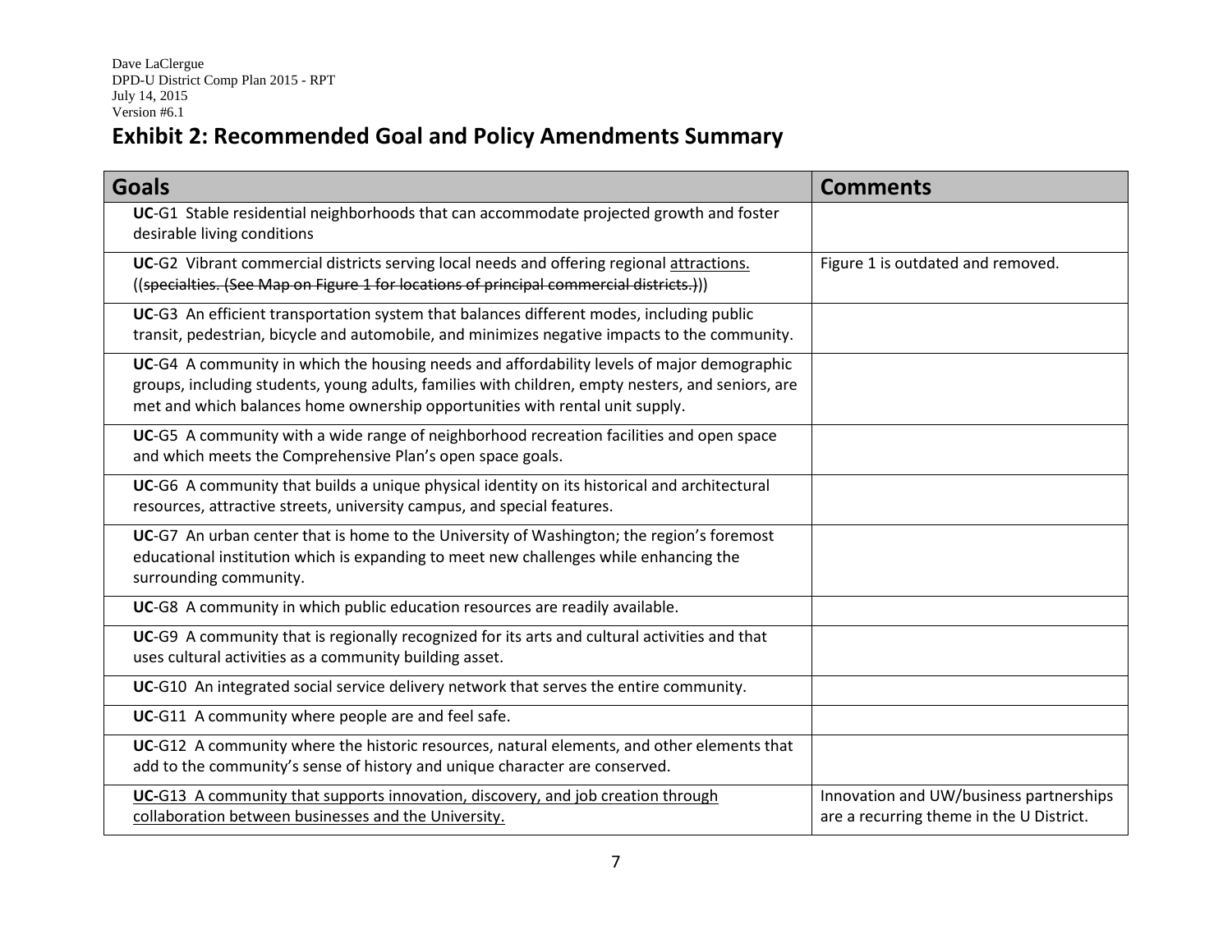Dave LaClergue
DPD-U District Comp Plan 2015 - RPT
July 14, 2015
Version #6.1

# Exhibit 2: Recommended Goal and Policy Amendments Summary

| Goals | Comments |
|---|---|
| **UC**-G1 Stable residential neighborhoods that can accommodate projected growth and foster desirable living conditions | |
| **UC**-G2 Vibrant commercial districts serving local needs and offering regional <u>attractions.</u> ((~~specialties. (See Map on Figure 1 for locations of principal commercial districts.)~~)) | Figure 1 is outdated and removed. |
| **UC**-G3 An efficient transportation system that balances different modes, including public transit, pedestrian, bicycle and automobile, and minimizes negative impacts to the community. | |
| **UC**-G4 A community in which the housing needs and affordability levels of major demographic groups, including students, young adults, families with children, empty nesters, and seniors, are met and which balances home ownership opportunities with rental unit supply. | |
| **UC**-G5 A community with a wide range of neighborhood recreation facilities and open space and which meets the Comprehensive Plan's open space goals. | |
| **UC**-G6 A community that builds a unique physical identity on its historical and architectural resources, attractive streets, university campus, and special features. | |
| **UC**-G7 An urban center that is home to the University of Washington; the region's foremost educational institution which is expanding to meet new challenges while enhancing the surrounding community. | |
| **UC**-G8 A community in which public education resources are readily available. | |
| **UC**-G9 A community that is regionally recognized for its arts and cultural activities and that uses cultural activities as a community building asset. | |
| **UC**-G10 An integrated social service delivery network that serves the entire community. | |
| **UC**-G11 A community where people are and feel safe. | |
| **UC**-G12 A community where the historic resources, natural elements, and other elements that add to the community's sense of history and unique character are conserved. | |
| <u>**UC-**G13 A community that supports innovation, discovery, and job creation through collaboration between businesses and the University.</u> | Innovation and UW/business partnerships are a recurring theme in the U District. |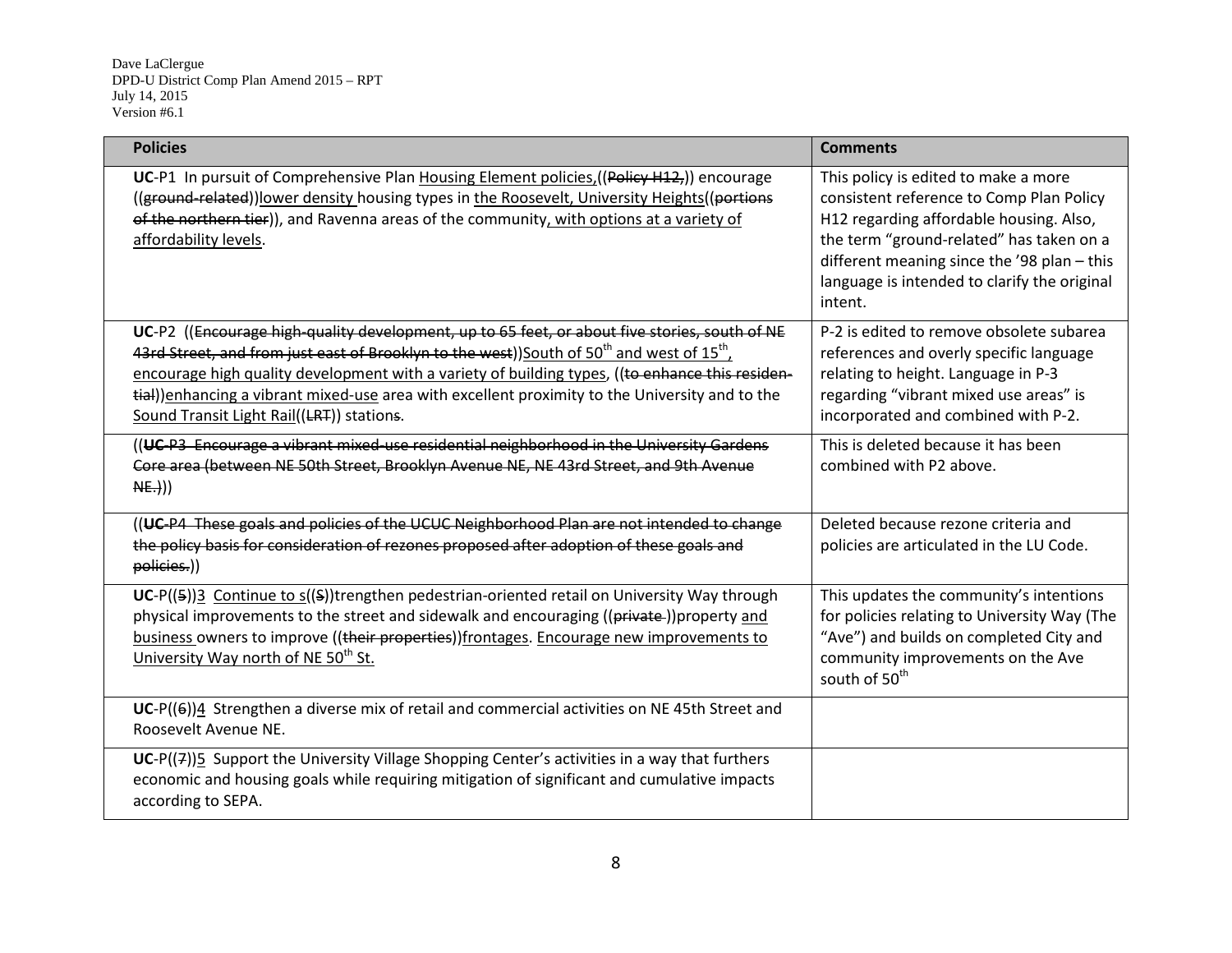| Policies | Comments |
|---|---|
| **UC**-P1 In pursuit of Comprehensive Plan Housing Element policies,((Policy H12,)) encourage ((ground-related))lower density housing types in the Roosevelt, University Heights((portions of the northern tier)), and Ravenna areas of the community, with options at a variety of affordability levels. | This policy is edited to make a more consistent reference to Comp Plan Policy H12 regarding affordable housing. Also, the term "ground-related" has taken on a different meaning since the '98 plan – this language is intended to clarify the original intent. |
| **UC**-P2 ((Encourage high-quality development, up to 65 feet, or about five stories, south of NE 43rd Street, and from just east of Brooklyn to the west))South of 50th and west of 15th, encourage high quality development with a variety of building types, ((to enhance this residential))enhancing a vibrant mixed-use area with excellent proximity to the University and to the Sound Transit Light Rail((LRT)) stations. | P-2 is edited to remove obsolete subarea references and overly specific language relating to height. Language in P-3 regarding "vibrant mixed use areas" is incorporated and combined with P-2. |
| ((**UC**-P3 Encourage a vibrant mixed-use residential neighborhood in the University Gardens Core area (between NE 50th Street, Brooklyn Avenue NE, NE 43rd Street, and 9th Avenue NE.))) | This is deleted because it has been combined with P2 above. |
| ((**UC**-P4 These goals and policies of the UCUC Neighborhood Plan are not intended to change the policy basis for consideration of rezones proposed after adoption of these goals and policies.)) | Deleted because rezone criteria and policies are articulated in the LU Code. |
| **UC**-P((5))3 Continue to s((S))trengthen pedestrian-oriented retail on University Way through physical improvements to the street and sidewalk and encouraging ((private ))property and business owners to improve ((their properties))frontages. Encourage new improvements to University Way north of NE 50th St. | This updates the community's intentions for policies relating to University Way (The "Ave") and builds on completed City and community improvements on the Ave south of 50th |
| **UC**-P((6))4 Strengthen a diverse mix of retail and commercial activities on NE 45th Street and Roosevelt Avenue NE. | |
| **UC**-P((7))5 Support the University Village Shopping Center's activities in a way that furthers economic and housing goals while requiring mitigation of significant and cumulative impacts according to SEPA. | |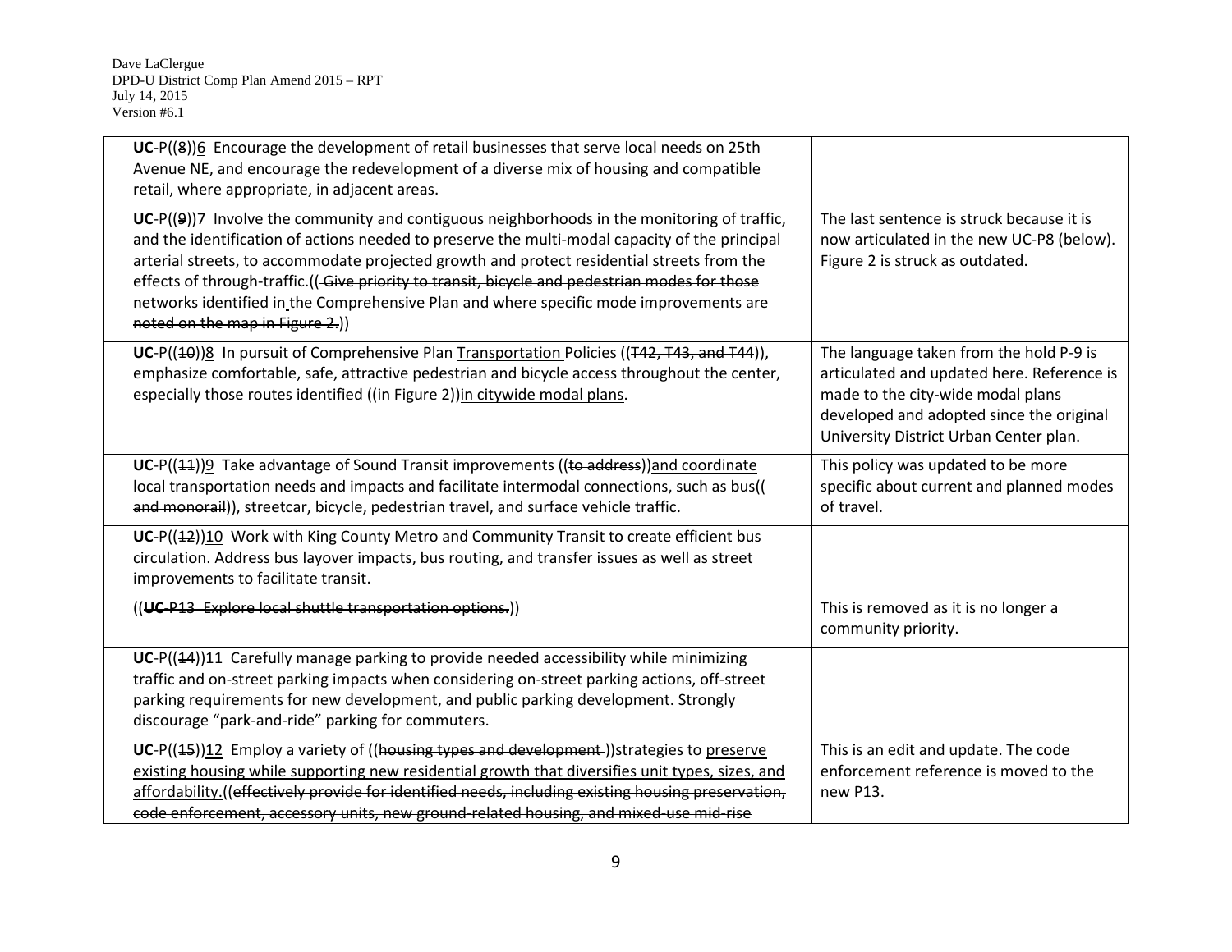| | |
|---|---|
| **UC**-P((8))6 Encourage the development of retail businesses that serve local needs on 25th Avenue NE, and encourage the redevelopment of a diverse mix of housing and compatible retail, where appropriate, in adjacent areas. | |
| **UC**-P((9))7 Involve the community and contiguous neighborhoods in the monitoring of traffic, and the identification of actions needed to preserve the multi-modal capacity of the principal arterial streets, to accommodate projected growth and protect residential streets from the effects of through-traffic.(( Give priority to transit, bicycle and pedestrian modes for those networks identified in the Comprehensive Plan and where specific mode improvements are noted on the map in Figure 2.)) | The last sentence is struck because it is now articulated in the new UC-P8 (below). Figure 2 is struck as outdated. |
| **UC**-P((10))8 In pursuit of Comprehensive Plan Transportation Policies ((T42, T43, and T44)), emphasize comfortable, safe, attractive pedestrian and bicycle access throughout the center, especially those routes identified ((in Figure 2))in citywide modal plans. | The language taken from the hold P-9 is articulated and updated here. Reference is made to the city-wide modal plans developed and adopted since the original University District Urban Center plan. |
| **UC**-P((11))9 Take advantage of Sound Transit improvements ((to address))and coordinate local transportation needs and impacts and facilitate intermodal connections, such as bus(( and monorail)), streetcar, bicycle, pedestrian travel, and surface vehicle traffic. | This policy was updated to be more specific about current and planned modes of travel. |
| **UC**-P((12))10 Work with King County Metro and Community Transit to create efficient bus circulation. Address bus layover impacts, bus routing, and transfer issues as well as street improvements to facilitate transit. | |
| ((**UC**-P13 Explore local shuttle transportation options.)) | This is removed as it is no longer a community priority. |
| **UC**-P((14))11 Carefully manage parking to provide needed accessibility while minimizing traffic and on-street parking impacts when considering on-street parking actions, off-street parking requirements for new development, and public parking development. Strongly discourage "park-and-ride" parking for commuters. | |
| **UC**-P((15))12 Employ a variety of ((housing types and development ))strategies to preserve existing housing while supporting new residential growth that diversifies unit types, sizes, and affordability.((effectively provide for identified needs, including existing housing preservation, code enforcement, accessory units, new ground-related housing, and mixed-use mid-rise | This is an edit and update. The code enforcement reference is moved to the new P13. |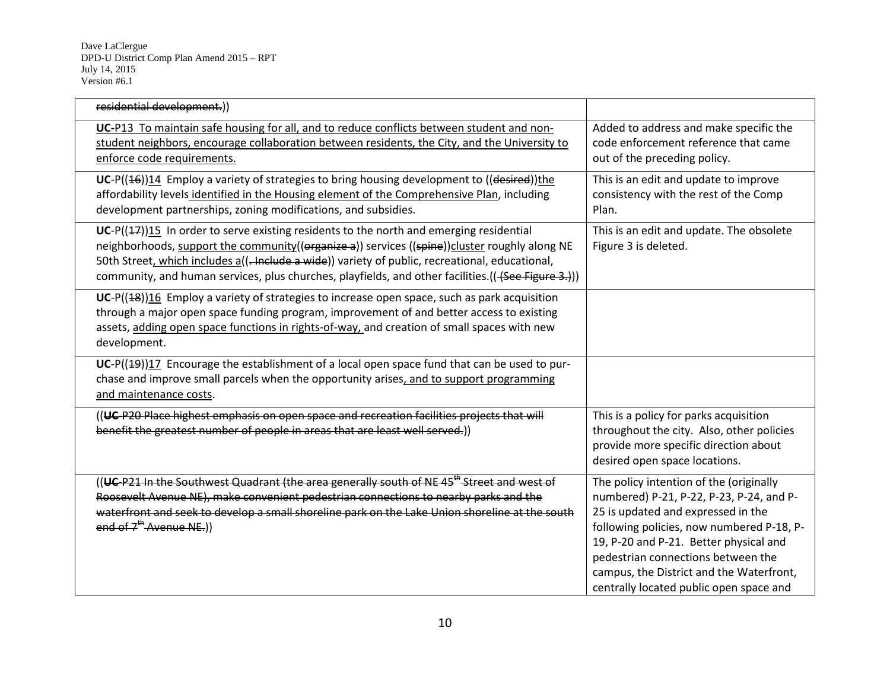| | |
|---|---|
| ~~residential development.~~)) | |
| <u>**UC-**P13 To maintain safe housing for all, and to reduce conflicts between student and non-student neighbors, encourage collaboration between residents, the City, and the University to enforce code requirements.</u> | Added to address and make specific the code enforcement reference that came out of the preceding policy. |
| **UC**-P((~~16~~))<u>14</u> Employ a variety of strategies to bring housing development to ((~~desired~~))<u>the</u> affordability levels<u> identified in the Housing element of the Comprehensive Plan</u>, including development partnerships, zoning modifications, and subsidies. | This is an edit and update to improve consistency with the rest of the Comp Plan. |
| **UC**-P((~~17~~))<u>15</u> In order to serve existing residents to the north and emerging residential neighborhoods, <u>support the community</u>((~~organize a~~)) services ((~~spine~~))<u>cluster</u> roughly along NE 50th Street<u>, which includes a</u>((~~. Include a wide~~)) variety of public, recreational, educational, community, and human services, plus churches, playfields, and other facilities.((~~ (See Figure 3.)~~)) | This is an edit and update. The obsolete Figure 3 is deleted. |
| **UC**-P((~~18~~))<u>16</u> Employ a variety of strategies to increase open space, such as park acquisition through a major open space funding program, improvement of and better access to existing assets, <u>adding open space functions in rights-of-way,</u> and creation of small spaces with new development. | |
| **UC**-P((~~19~~))<u>17</u> Encourage the establishment of a local open space fund that can be used to purchase and improve small parcels when the opportunity arises<u>, and to support programming and maintenance costs</u>. | |
| ((~~**UC**-P20 Place highest emphasis on open space and recreation facilities projects that will benefit the greatest number of people in areas that are least well served.~~)) | This is a policy for parks acquisition throughout the city. Also, other policies provide more specific direction about desired open space locations. |
| ((~~**UC**-P21 In the Southwest Quadrant (the area generally south of NE 45th Street and west of Roosevelt Avenue NE), make convenient pedestrian connections to nearby parks and the waterfront and seek to develop a small shoreline park on the Lake Union shoreline at the south end of 7th Avenue NE.~~)) | The policy intention of the (originally numbered) P-21, P-22, P-23, P-24, and P-25 is updated and expressed in the following policies, now numbered P-18, P-19, P-20 and P-21. Better physical and pedestrian connections between the campus, the District and the Waterfront, centrally located public open space and |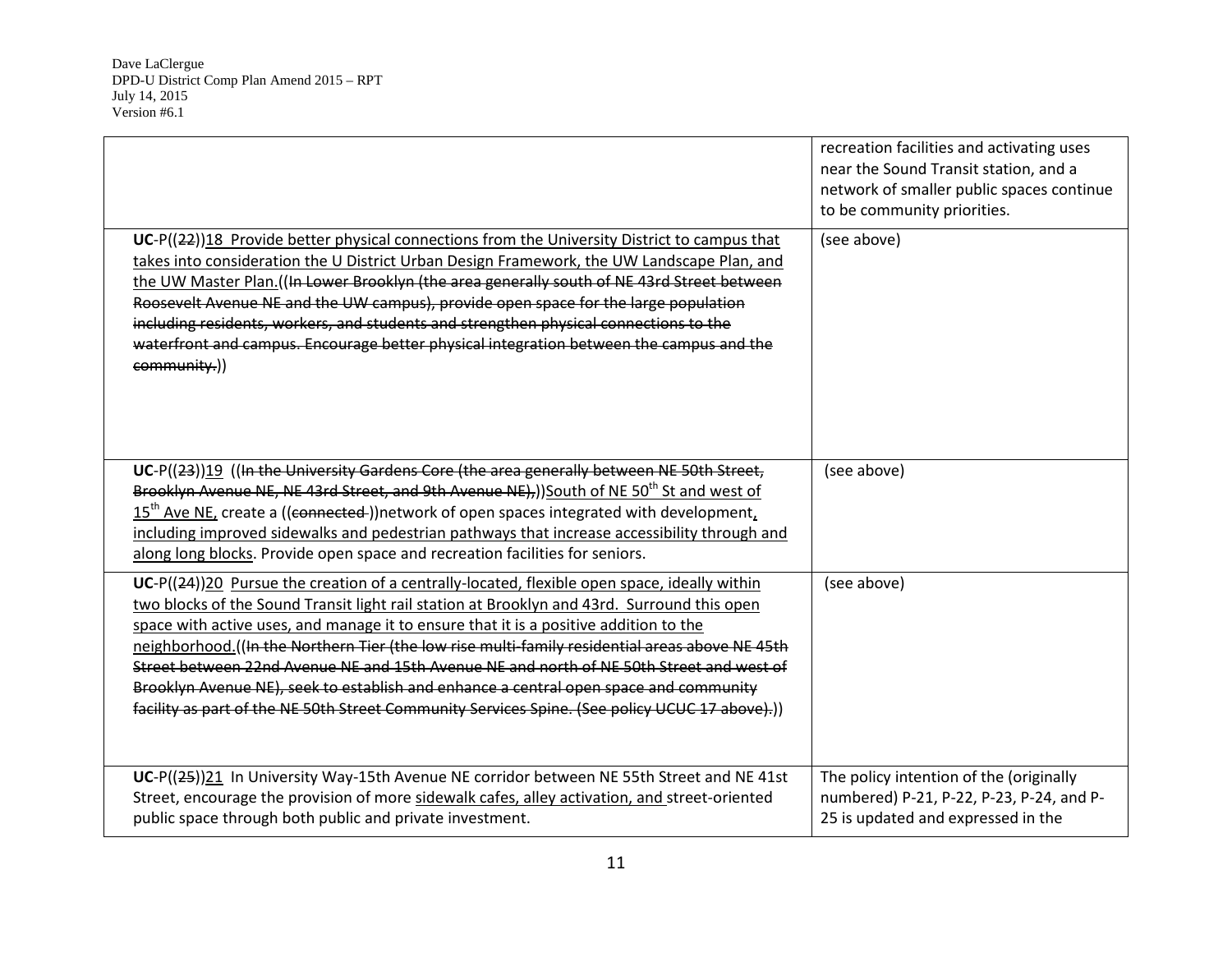| | |
|---|---|
| | recreation facilities and activating uses near the Sound Transit station, and a network of smaller public spaces continue to be community priorities. |
| **UC**-P((~~22~~))<u>18 Provide better physical connections from the University District to campus that takes into consideration the U District Urban Design Framework, the UW Landscape Plan, and the UW Master Plan.</u>((~~In Lower Brooklyn (the area generally south of NE 43rd Street between Roosevelt Avenue NE and the UW campus), provide open space for the large population including residents, workers, and students and strengthen physical connections to the waterfront and campus. Encourage better physical integration between the campus and the community.~~)) | (see above) |
| **UC**-P((~~23~~))<u>19</u> ((~~In the University Gardens Core (the area generally between NE 50th Street, Brooklyn Avenue NE, NE 43rd Street, and 9th Avenue NE),~~))<u>South of NE 50th St and west of 15th Ave NE,</u> create a ((~~connected~~ ))network of open spaces integrated with development<u>, including improved sidewalks and pedestrian pathways that increase accessibility through and along long blocks</u>. Provide open space and recreation facilities for seniors. | (see above) |
| **UC**-P((~~24~~))<u>20 Pursue the creation of a centrally-located, flexible open space, ideally within two blocks of the Sound Transit light rail station at Brooklyn and 43rd. Surround this open space with active uses, and manage it to ensure that it is a positive addition to the neighborhood.</u>((~~In the Northern Tier (the low rise multi-family residential areas above NE 45th Street between 22nd Avenue NE and 15th Avenue NE and north of NE 50th Street and west of Brooklyn Avenue NE), seek to establish and enhance a central open space and community facility as part of the NE 50th Street Community Services Spine. (See policy UCUC 17 above).~~)) | (see above) |
| **UC**-P((~~25~~))<u>21</u> In University Way-15th Avenue NE corridor between NE 55th Street and NE 41st Street, encourage the provision of more <u>sidewalk cafes, alley activation, and</u> street-oriented public space through both public and private investment. | The policy intention of the (originally numbered) P-21, P-22, P-23, P-24, and P-25 is updated and expressed in the |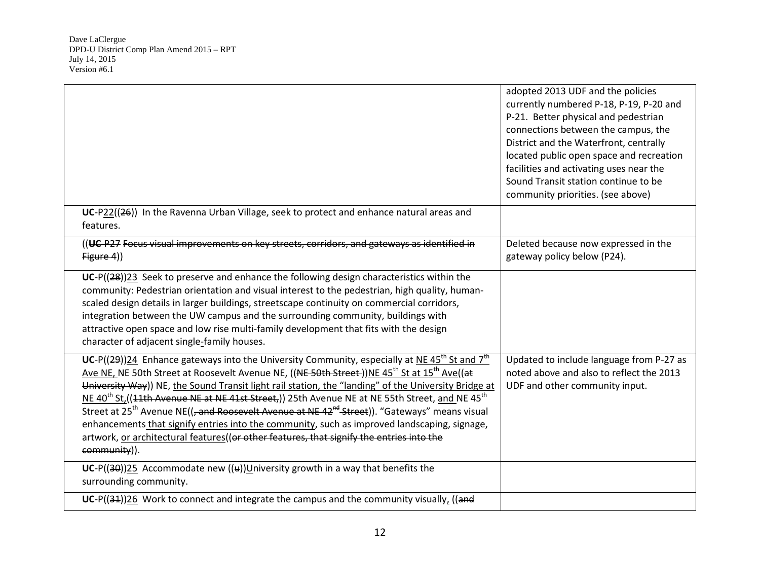| | |
|---|---|
| | adopted 2013 UDF and the policies currently numbered P-18, P-19, P-20 and P-21. Better physical and pedestrian connections between the campus, the District and the Waterfront, centrally located public open space and recreation facilities and activating uses near the Sound Transit station continue to be community priorities. (see above) |
| **UC**-P22((26)) In the Ravenna Urban Village, seek to protect and enhance natural areas and features. | |
| ((**UC**-P27 Focus visual improvements on key streets, corridors, and gateways as identified in Figure 4)) | Deleted because now expressed in the gateway policy below (P24). |
| **UC**-P((28))23 Seek to preserve and enhance the following design characteristics within the community: Pedestrian orientation and visual interest to the pedestrian, high quality, human-scaled design details in larger buildings, streetscape continuity on commercial corridors, integration between the UW campus and the surrounding community, buildings with attractive open space and low rise multi-family development that fits with the design character of adjacent single-family houses. | |
| **UC**-P((29))24 Enhance gateways into the University Community, especially at NE 45th St and 7th Ave NE, NE 50th Street at Roosevelt Avenue NE, ((NE 50th Street ))NE 45th St at 15th Ave((at University Way)) NE, the Sound Transit light rail station, the "landing" of the University Bridge at NE 40th St,((11th Avenue NE at NE 41st Street,)) 25th Avenue NE at NE 55th Street, and NE 45th Street at 25th Avenue NE((, and Roosevelt Avenue at NE 42nd Street)). "Gateways" means visual enhancements that signify entries into the community, such as improved landscaping, signage, artwork, or architectural features((or other features, that signify the entries into the community)). | Updated to include language from P-27 as noted above and also to reflect the 2013 UDF and other community input. |
| **UC**-P((30))25 Accommodate new ((u))University growth in a way that benefits the surrounding community. | |
| **UC**-P((31))26 Work to connect and integrate the campus and the community visually, ((and | |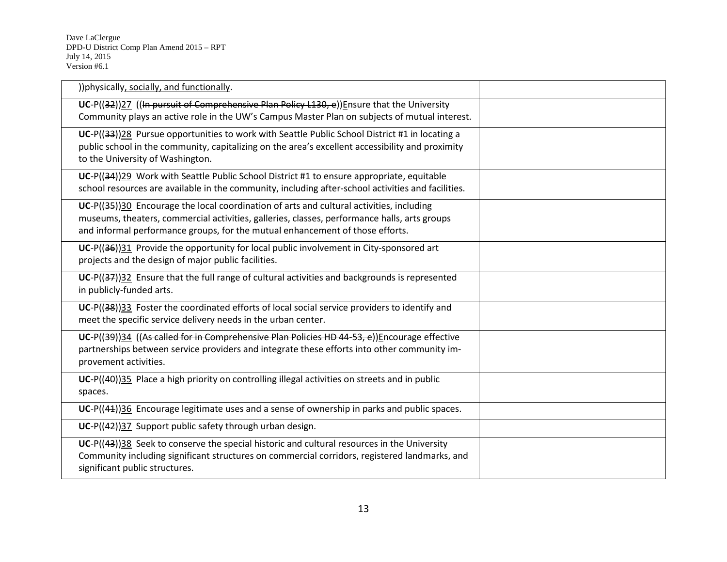| | |
|---|---|
| ))physically, socially, and functionally. | |
| **UC**-P((~~32~~))27 ((~~In pursuit of Comprehensive Plan Policy L130, e~~))Ensure that the University Community plays an active role in the UW's Campus Master Plan on subjects of mutual interest. | |
| **UC**-P((~~33~~))28 Pursue opportunities to work with Seattle Public School District #1 in locating a public school in the community, capitalizing on the area's excellent accessibility and proximity to the University of Washington. | |
| **UC**-P((~~34~~))29 Work with Seattle Public School District #1 to ensure appropriate, equitable school resources are available in the community, including after-school activities and facilities. | |
| **UC**-P((~~35~~))30 Encourage the local coordination of arts and cultural activities, including museums, theaters, commercial activities, galleries, classes, performance halls, arts groups and informal performance groups, for the mutual enhancement of those efforts. | |
| **UC**-P((~~36~~))31 Provide the opportunity for local public involvement in City-sponsored art projects and the design of major public facilities. | |
| **UC**-P((~~37~~))32 Ensure that the full range of cultural activities and backgrounds is represented in publicly-funded arts. | |
| **UC**-P((~~38~~))33 Foster the coordinated efforts of local social service providers to identify and meet the specific service delivery needs in the urban center. | |
| **UC**-P((~~39~~))34 ((~~As called for in Comprehensive Plan Policies HD 44-53, e~~))Encourage effective partnerships between service providers and integrate these efforts into other community improvement activities. | |
| **UC**-P((~~40~~))35 Place a high priority on controlling illegal activities on streets and in public spaces. | |
| **UC**-P((~~41~~))36 Encourage legitimate uses and a sense of ownership in parks and public spaces. | |
| **UC**-P((~~42~~))37 Support public safety through urban design. | |
| **UC**-P((~~43~~))38 Seek to conserve the special historic and cultural resources in the University Community including significant structures on commercial corridors, registered landmarks, and significant public structures. | |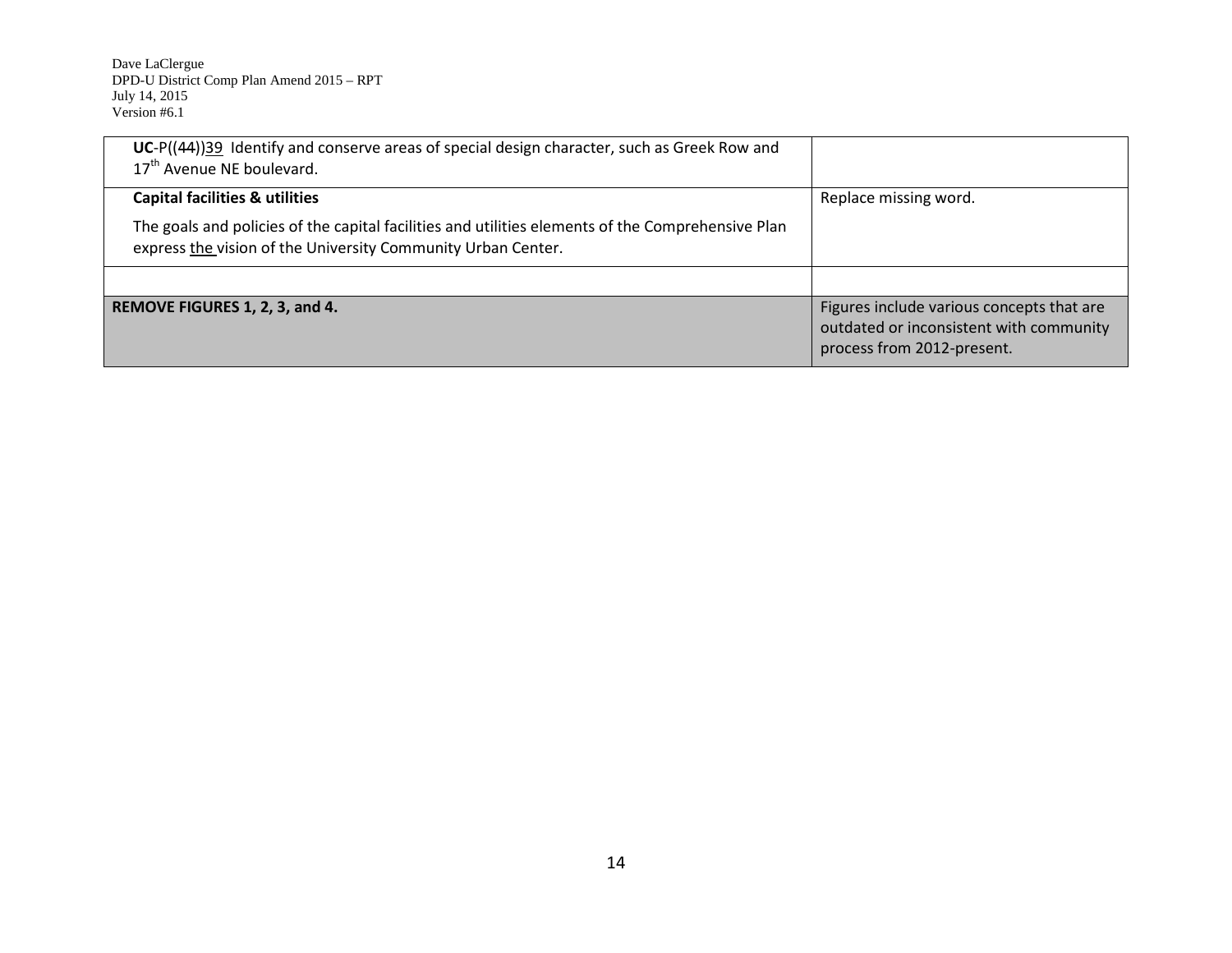| | |
|---|---|
| **UC**-P((44))39 Identify and conserve areas of special design character, such as Greek Row and 17th Avenue NE boulevard. | |
| **Capital facilities & utilities**<br><br>The goals and policies of the capital facilities and utilities elements of the Comprehensive Plan express the vision of the University Community Urban Center. | Replace missing word. |
| | |
| **REMOVE FIGURES 1, 2, 3, and 4.** | Figures include various concepts that are outdated or inconsistent with community process from 2012-present. |